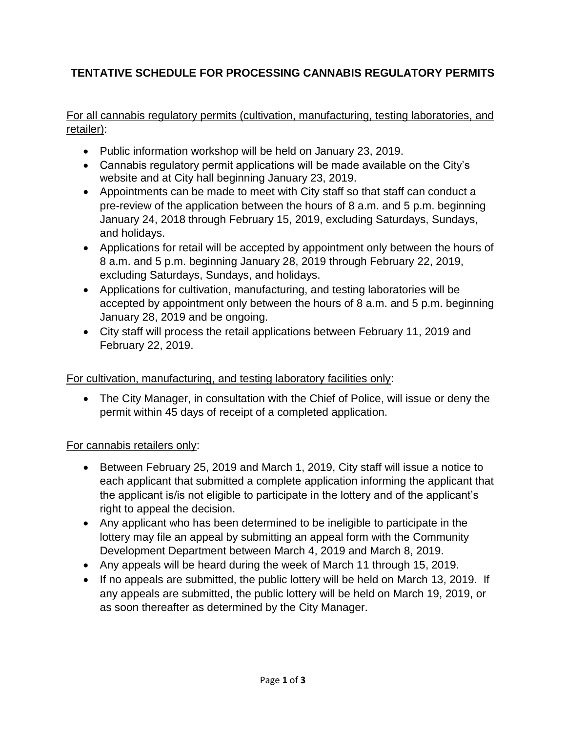# TENTATIVE SCHEDULE FOR PROCESSING CANNABIS REGULATORY PERMITS

For all cannabis regulatory permits (cultivation, manufacturing, testing laboratories, and retailer):

- Public information workshop will be held on January 23, 2019.
- Cannabis regulatory permit applications will be made available on the City's website and at City hall beginning January 23, 2019.
- Appointments can be made to meet with City staff so that staff can conduct a pre-review of the application between the hours of 8 a.m. and 5 p.m. beginning January 24, 2018 through February 15, 2019, excluding Saturdays, Sundays, and holidays.
- Applications for retail will be accepted by appointment only between the hours of 8 a.m. and 5 p.m. beginning January 28, 2019 through February 22, 2019, excluding Saturdays, Sundays, and holidays.
- Applications for cultivation, manufacturing, and testing laboratories will be accepted by appointment only between the hours of 8 a.m. and 5 p.m. beginning January 28, 2019 and be ongoing.
- City staff will process the retail applications between February 11, 2019 and February 22, 2019.

For cultivation, manufacturing, and testing laboratory facilities only:

- The City Manager, in consultation with the Chief of Police, will issue or deny the permit within 45 days of receipt of a completed application.

For cannabis retailers only:

- Between February 25, 2019 and March 1, 2019, City staff will issue a notice to each applicant that submitted a complete application informing the applicant that the applicant is/is not eligible to participate in the lottery and of the applicant's right to appeal the decision.
- Any applicant who has been determined to be ineligible to participate in the lottery may file an appeal by submitting an appeal form with the Community Development Department between March 4, 2019 and March 8, 2019.
- Any appeals will be heard during the week of March 11 through 15, 2019.
- If no appeals are submitted, the public lottery will be held on March 13, 2019. If any appeals are submitted, the public lottery will be held on March 19, 2019, or as soon thereafter as determined by the City Manager.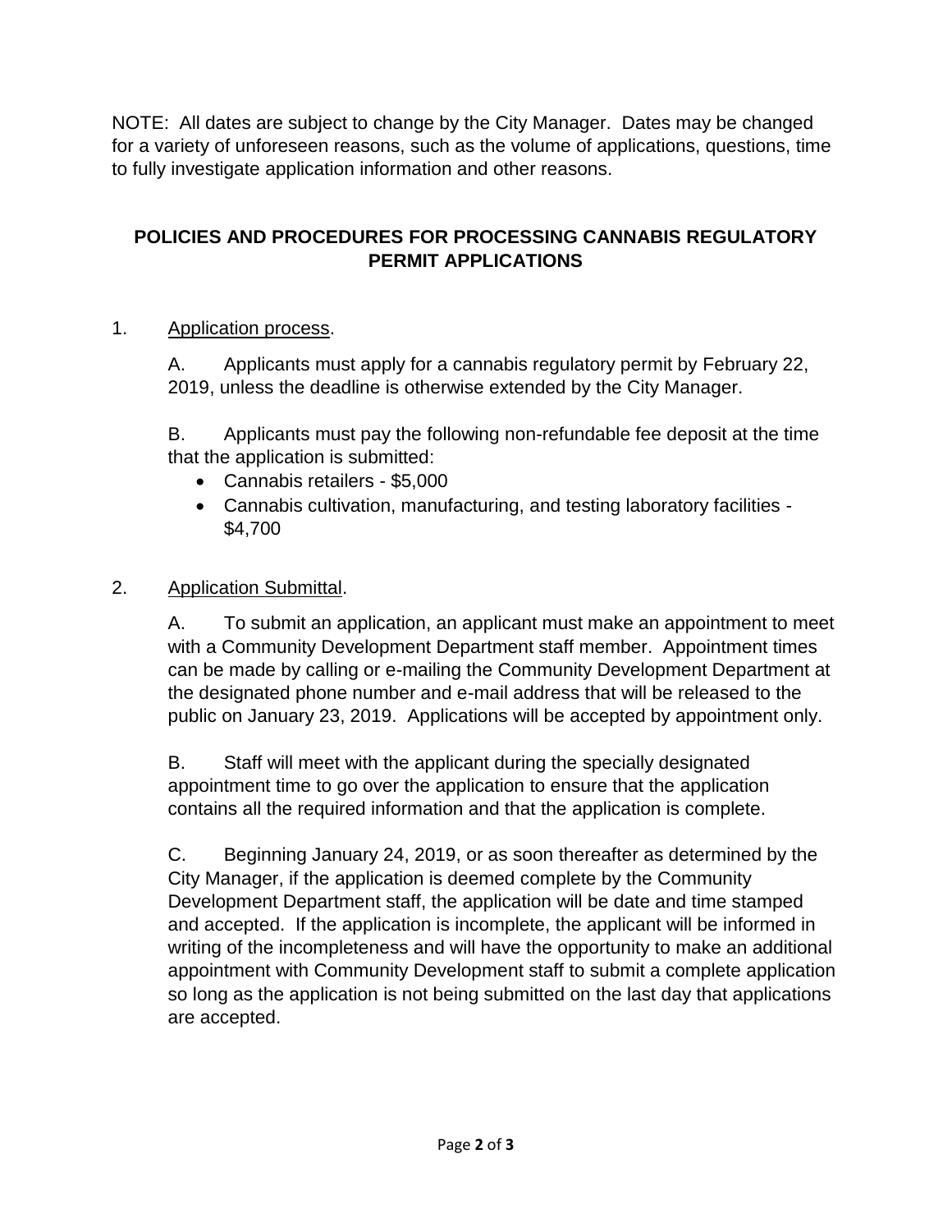NOTE: All dates are subject to change by the City Manager. Dates may be changed for a variety of unforeseen reasons, such as the volume of applications, questions, time to fully investigate application information and other reasons.

## POLICIES AND PROCEDURES FOR PROCESSING CANNABIS REGULATORY PERMIT APPLICATIONS

1. Application process.

   A. Applicants must apply for a cannabis regulatory permit by February 22, 2019, unless the deadline is otherwise extended by the City Manager.

   B. Applicants must pay the following non-refundable fee deposit at the time that the application is submitted:

   - Cannabis retailers - $5,000
   - Cannabis cultivation, manufacturing, and testing laboratory facilities - $4,700

2. Application Submittal.

   A. To submit an application, an applicant must make an appointment to meet with a Community Development Department staff member. Appointment times can be made by calling or e-mailing the Community Development Department at the designated phone number and e-mail address that will be released to the public on January 23, 2019. Applications will be accepted by appointment only.

   B. Staff will meet with the applicant during the specially designated appointment time to go over the application to ensure that the application contains all the required information and that the application is complete.

   C. Beginning January 24, 2019, or as soon thereafter as determined by the City Manager, if the application is deemed complete by the Community Development Department staff, the application will be date and time stamped and accepted. If the application is incomplete, the applicant will be informed in writing of the incompleteness and will have the opportunity to make an additional appointment with Community Development staff to submit a complete application so long as the application is not being submitted on the last day that applications are accepted.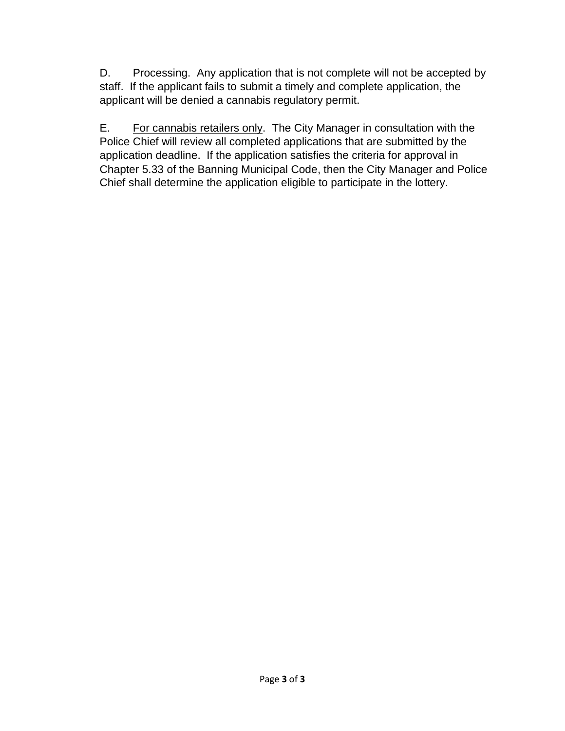D. Processing. Any application that is not complete will not be accepted by staff. If the applicant fails to submit a timely and complete application, the applicant will be denied a cannabis regulatory permit.

E. <u>For cannabis retailers only</u>. The City Manager in consultation with the Police Chief will review all completed applications that are submitted by the application deadline. If the application satisfies the criteria for approval in Chapter 5.33 of the Banning Municipal Code, then the City Manager and Police Chief shall determine the application eligible to participate in the lottery.